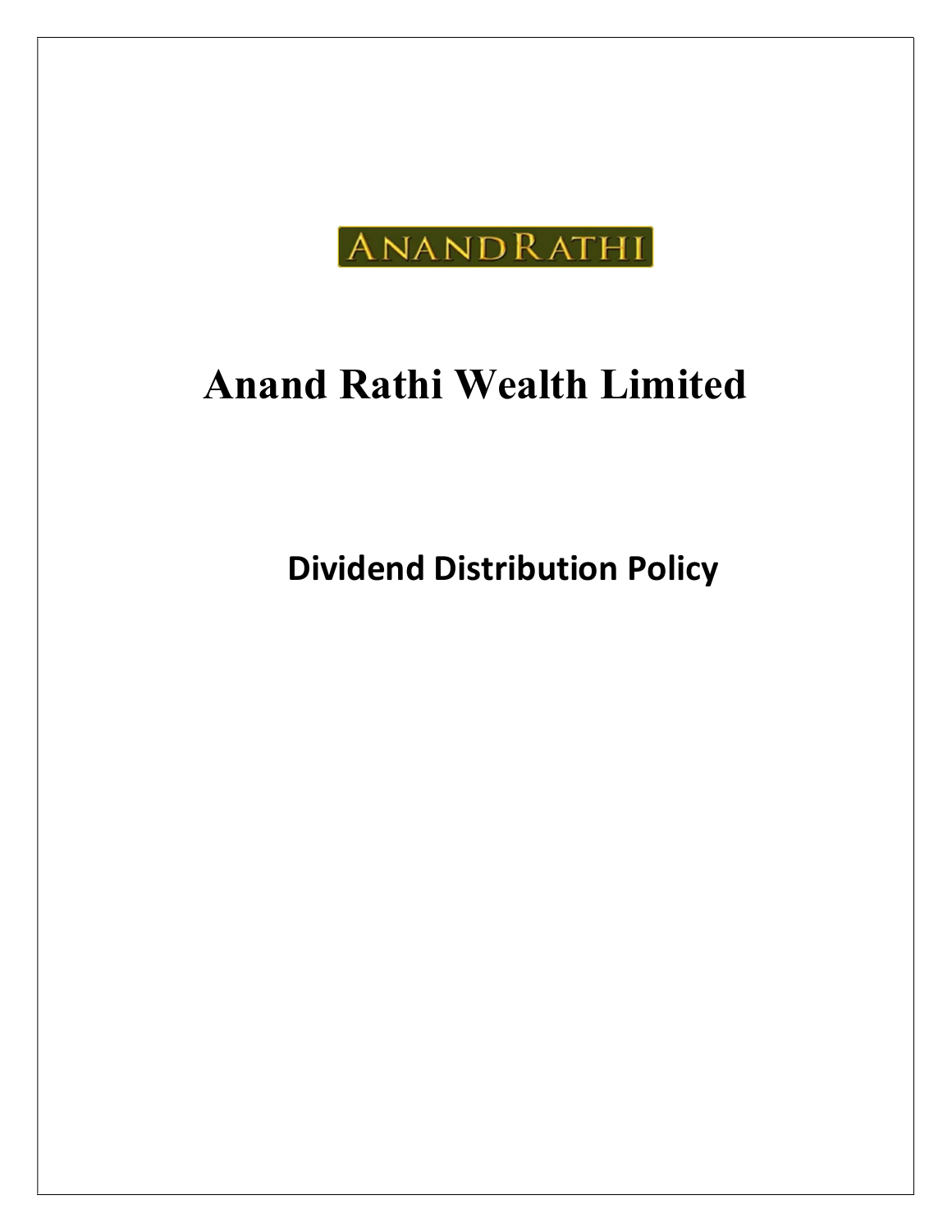ANANDRATHI

# Anand Rathi Wealth Limited

## Dividend Distribution Policy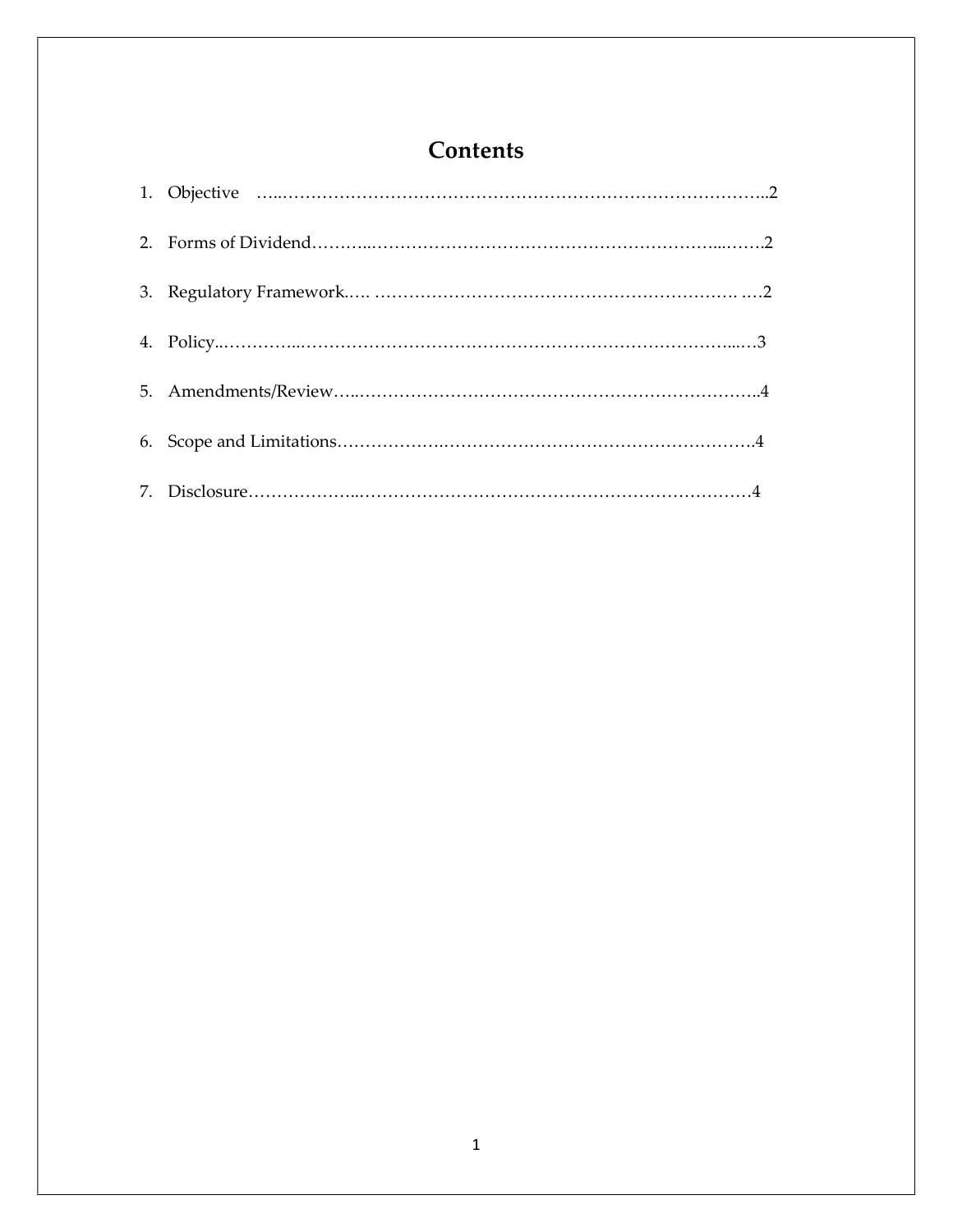# Contents

1. Objective ……………………………………………………………………………..2
2. Forms of Dividend……………………………………………………………………2
3. Regulatory Framework……………………………………………………………….2
4. Policy……………………………………………………………………………….3
5. Amendments/Review………………………………………………………………..4
6. Scope and Limitations………………………………………………………………4
7. Disclosure…………………………………………………………………………4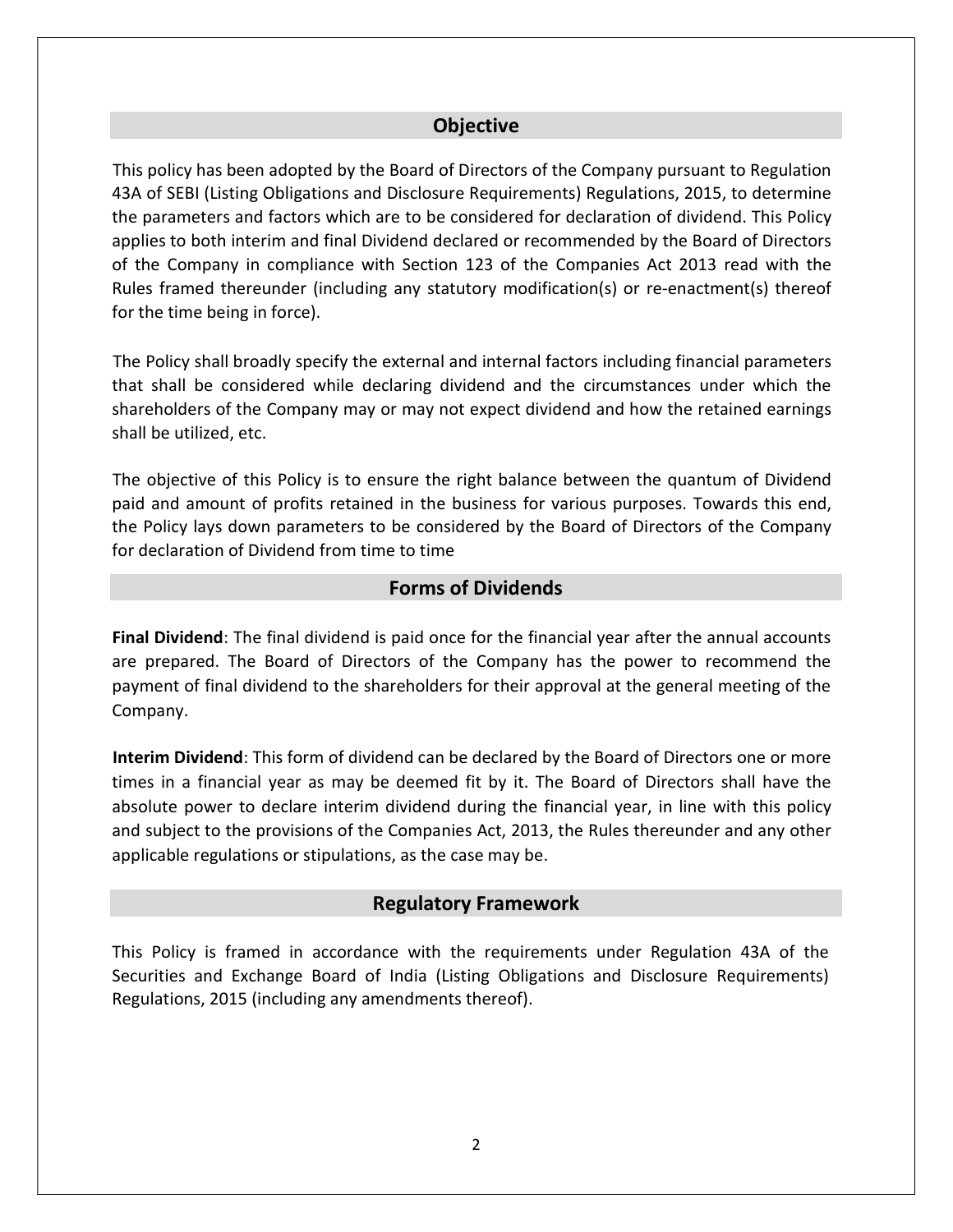## Objective

This policy has been adopted by the Board of Directors of the Company pursuant to Regulation 43A of SEBI (Listing Obligations and Disclosure Requirements) Regulations, 2015, to determine the parameters and factors which are to be considered for declaration of dividend. This Policy applies to both interim and final Dividend declared or recommended by the Board of Directors of the Company in compliance with Section 123 of the Companies Act 2013 read with the Rules framed thereunder (including any statutory modification(s) or re-enactment(s) thereof for the time being in force).

The Policy shall broadly specify the external and internal factors including financial parameters that shall be considered while declaring dividend and the circumstances under which the shareholders of the Company may or may not expect dividend and how the retained earnings shall be utilized, etc.

The objective of this Policy is to ensure the right balance between the quantum of Dividend paid and amount of profits retained in the business for various purposes. Towards this end, the Policy lays down parameters to be considered by the Board of Directors of the Company for declaration of Dividend from time to time

## Forms of Dividends

**Final Dividend**: The final dividend is paid once for the financial year after the annual accounts are prepared. The Board of Directors of the Company has the power to recommend the payment of final dividend to the shareholders for their approval at the general meeting of the Company.

**Interim Dividend**: This form of dividend can be declared by the Board of Directors one or more times in a financial year as may be deemed fit by it. The Board of Directors shall have the absolute power to declare interim dividend during the financial year, in line with this policy and subject to the provisions of the Companies Act, 2013, the Rules thereunder and any other applicable regulations or stipulations, as the case may be.

## Regulatory Framework

This Policy is framed in accordance with the requirements under Regulation 43A of the Securities and Exchange Board of India (Listing Obligations and Disclosure Requirements) Regulations, 2015 (including any amendments thereof).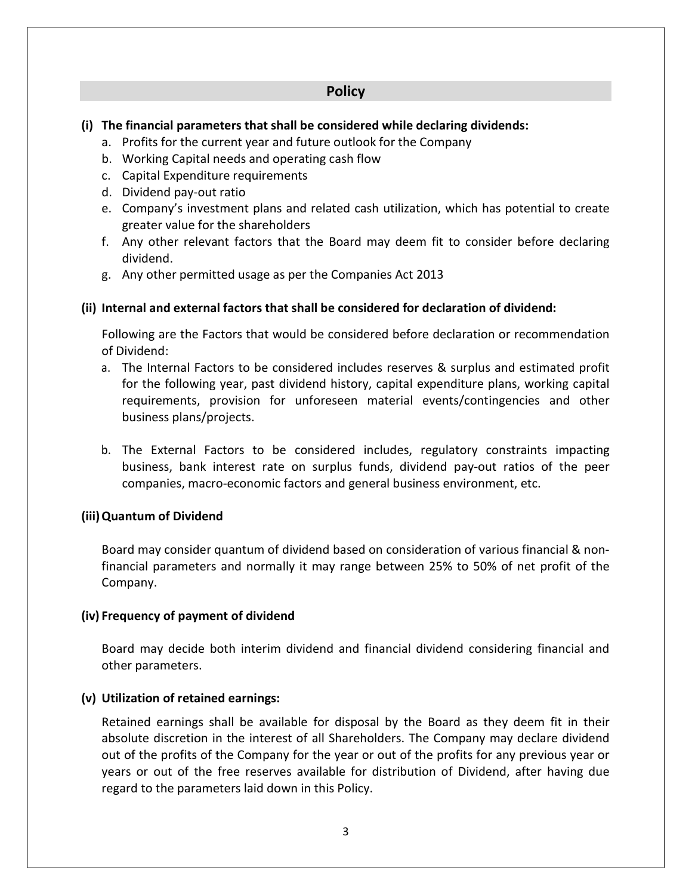## Policy

### (i) The financial parameters that shall be considered while declaring dividends:

a. Profits for the current year and future outlook for the Company
b. Working Capital needs and operating cash flow
c. Capital Expenditure requirements
d. Dividend pay-out ratio
e. Company's investment plans and related cash utilization, which has potential to create greater value for the shareholders
f. Any other relevant factors that the Board may deem fit to consider before declaring dividend.
g. Any other permitted usage as per the Companies Act 2013

### (ii) Internal and external factors that shall be considered for declaration of dividend:

Following are the Factors that would be considered before declaration or recommendation of Dividend:

a. The Internal Factors to be considered includes reserves & surplus and estimated profit for the following year, past dividend history, capital expenditure plans, working capital requirements, provision for unforeseen material events/contingencies and other business plans/projects.

b. The External Factors to be considered includes, regulatory constraints impacting business, bank interest rate on surplus funds, dividend pay-out ratios of the peer companies, macro-economic factors and general business environment, etc.

### (iii) Quantum of Dividend

Board may consider quantum of dividend based on consideration of various financial & non-financial parameters and normally it may range between 25% to 50% of net profit of the Company.

### (iv) Frequency of payment of dividend

Board may decide both interim dividend and financial dividend considering financial and other parameters.

### (v) Utilization of retained earnings:

Retained earnings shall be available for disposal by the Board as they deem fit in their absolute discretion in the interest of all Shareholders. The Company may declare dividend out of the profits of the Company for the year or out of the profits for any previous year or years or out of the free reserves available for distribution of Dividend, after having due regard to the parameters laid down in this Policy.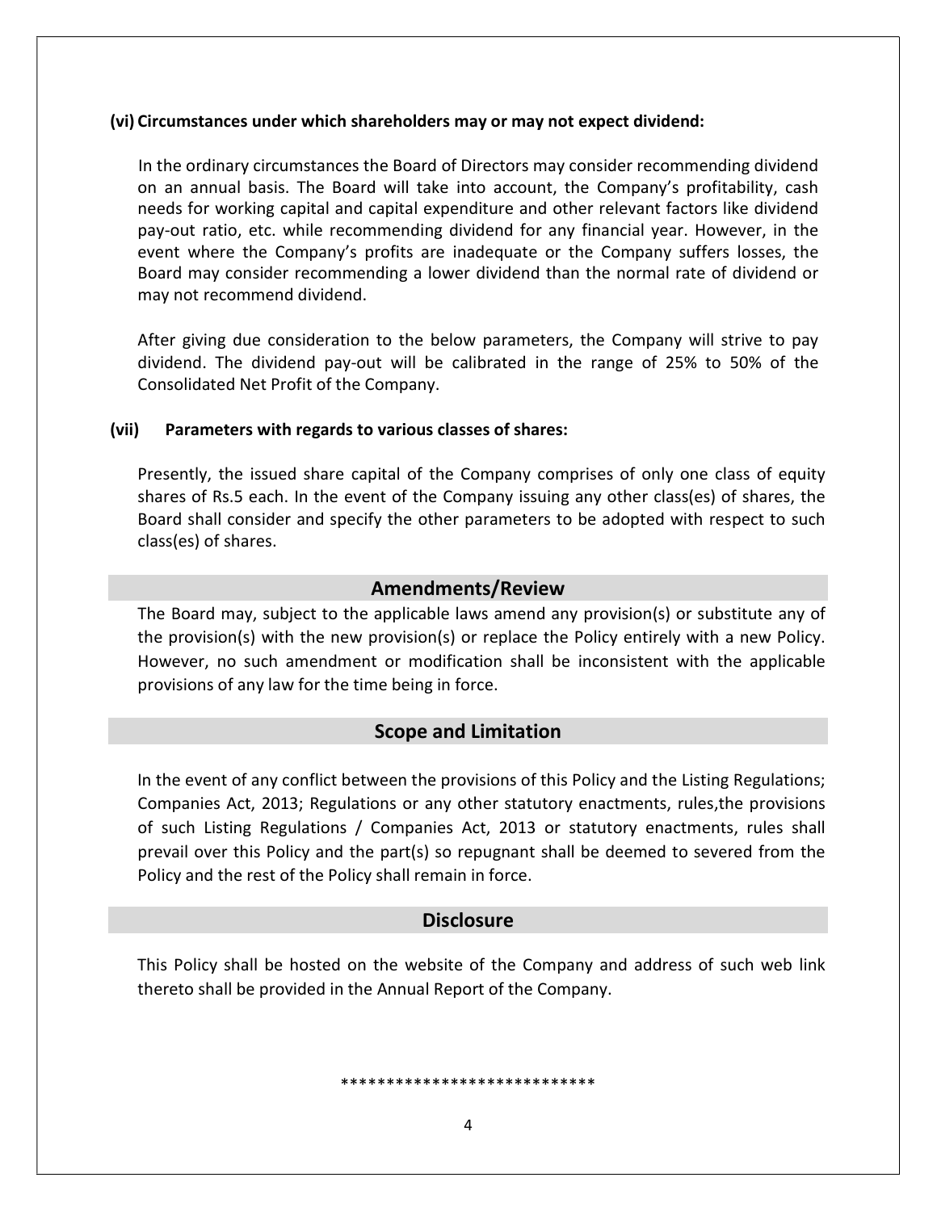**(vi) Circumstances under which shareholders may or may not expect dividend:**

In the ordinary circumstances the Board of Directors may consider recommending dividend on an annual basis. The Board will take into account, the Company's profitability, cash needs for working capital and capital expenditure and other relevant factors like dividend pay-out ratio, etc. while recommending dividend for any financial year. However, in the event where the Company's profits are inadequate or the Company suffers losses, the Board may consider recommending a lower dividend than the normal rate of dividend or may not recommend dividend.

After giving due consideration to the below parameters, the Company will strive to pay dividend. The dividend pay-out will be calibrated in the range of 25% to 50% of the Consolidated Net Profit of the Company.

**(vii) Parameters with regards to various classes of shares:**

Presently, the issued share capital of the Company comprises of only one class of equity shares of Rs.5 each. In the event of the Company issuing any other class(es) of shares, the Board shall consider and specify the other parameters to be adopted with respect to such class(es) of shares.

## Amendments/Review

The Board may, subject to the applicable laws amend any provision(s) or substitute any of the provision(s) with the new provision(s) or replace the Policy entirely with a new Policy. However, no such amendment or modification shall be inconsistent with the applicable provisions of any law for the time being in force.

## Scope and Limitation

In the event of any conflict between the provisions of this Policy and the Listing Regulations; Companies Act, 2013; Regulations or any other statutory enactments, rules,the provisions of such Listing Regulations / Companies Act, 2013 or statutory enactments, rules shall prevail over this Policy and the part(s) so repugnant shall be deemed to severed from the Policy and the rest of the Policy shall remain in force.

## Disclosure

This Policy shall be hosted on the website of the Company and address of such web link thereto shall be provided in the Annual Report of the Company.

****************************